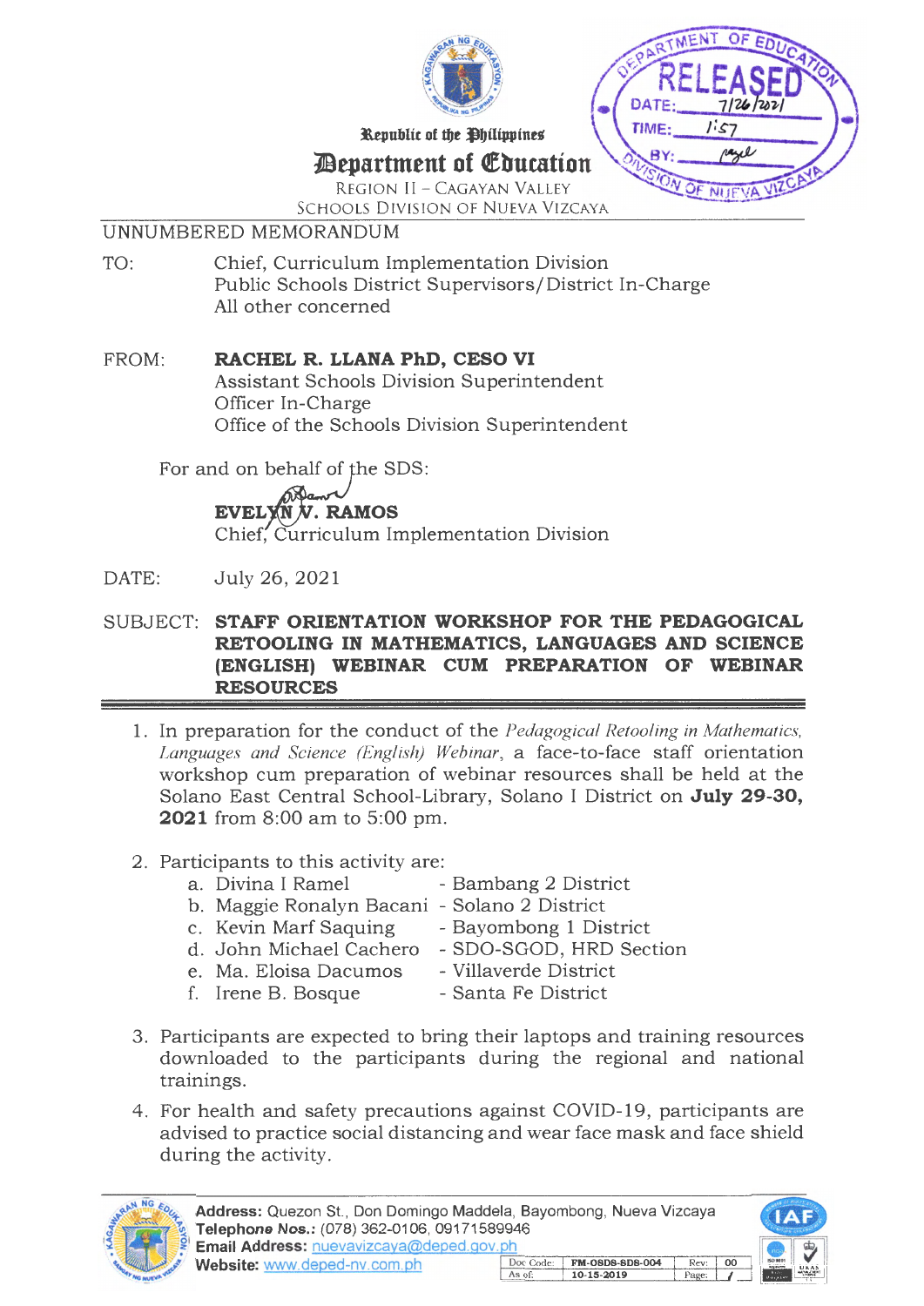Republic of the Philippines

**Department of Education**

REGION II – CAGAYAN VALLEY

SCHOOLS DIVISION OF NUEVA VIZCAYA

DEPARTMENT OF EDUCATION
RELEASED
DATE: 7/26/2021
TIME: 1:57
BY:
DIVISION OF NUEVA VIZCAYA

UNNUMBERED MEMORANDUM

TO: Chief, Curriculum Implementation Division
Public Schools District Supervisors/District In-Charge
All other concerned

FROM: **RACHEL R. LLANA PhD, CESO VI**
Assistant Schools Division Superintendent
Officer In-Charge
Office of the Schools Division Superintendent

For and on behalf of the SDS:

**EVELYN V. RAMOS**
Chief, Curriculum Implementation Division

DATE: July 26, 2021

SUBJECT: **STAFF ORIENTATION WORKSHOP FOR THE PEDAGOGICAL RETOOLING IN MATHEMATICS, LANGUAGES AND SCIENCE (ENGLISH) WEBINAR CUM PREPARATION OF WEBINAR RESOURCES**

1. In preparation for the conduct of the *Pedagogical Retooling in Mathematics, Languages and Science (English) Webinar*, a face-to-face staff orientation workshop cum preparation of webinar resources shall be held at the Solano East Central School-Library, Solano I District on **July 29-30, 2021** from 8:00 am to 5:00 pm.

2. Participants to this activity are:
   a. Divina I Ramel - Bambang 2 District
   b. Maggie Ronalyn Bacani - Solano 2 District
   c. Kevin Marf Saquing - Bayombong 1 District
   d. John Michael Cachero - SDO-SGOD, HRD Section
   e. Ma. Eloisa Dacumos - Villaverde District
   f. Irene B. Bosque - Santa Fe District

3. Participants are expected to bring their laptops and training resources downloaded to the participants during the regional and national trainings.

4. For health and safety precautions against COVID-19, participants are advised to practice social distancing and wear face mask and face shield during the activity.

**Address:** Quezon St., Don Domingo Maddela, Bayombong, Nueva Vizcaya
**Telephone Nos.:** (078) 362-0106, 09171589946
**Email Address:** nuevavizcaya@deped.gov.ph
**Website:** www.deped-nv.com.ph

| Doc Code: | FM-OSDS-SDS-004 | Rev: | 00 |
|---|---|---|---|
| As of: | 10-15-2019 | Page: | 1 |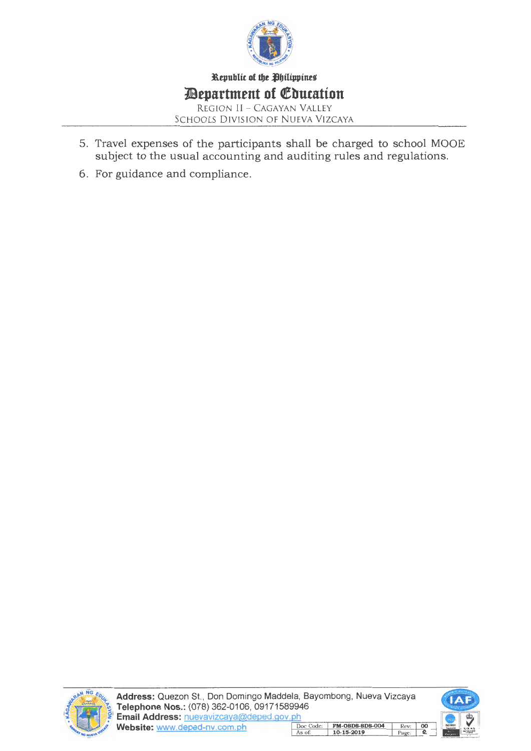5. Travel expenses of the participants shall be charged to school MOOE subject to the usual accounting and auditing rules and regulations.
6. For guidance and compliance.